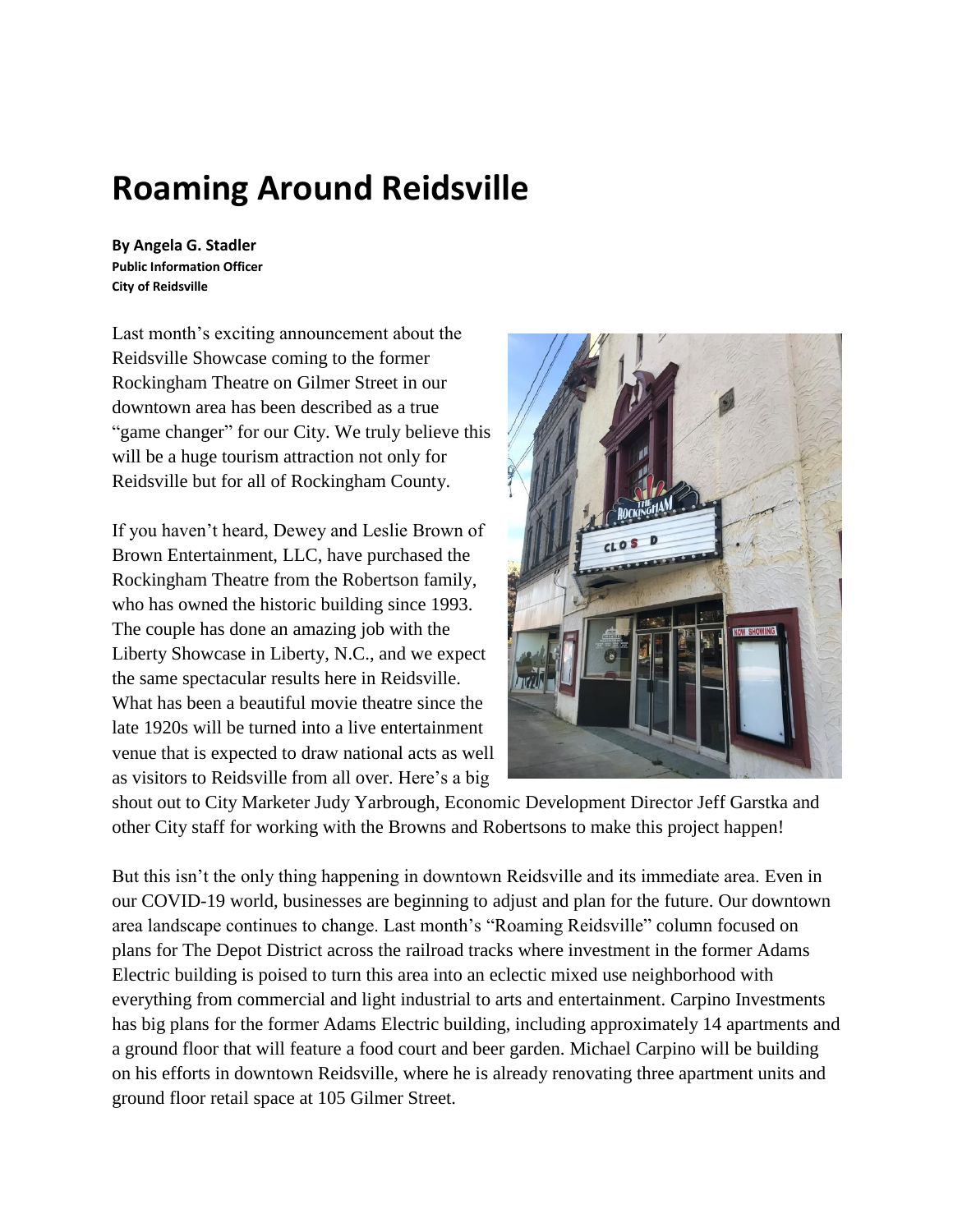# Roaming Around Reidsville

**By Angela G. Stadler**
**Public Information Officer**
**City of Reidsville**

Last month's exciting announcement about the Reidsville Showcase coming to the former Rockingham Theatre on Gilmer Street in our downtown area has been described as a true "game changer" for our City. We truly believe this will be a huge tourism attraction not only for Reidsville but for all of Rockingham County.

If you haven't heard, Dewey and Leslie Brown of Brown Entertainment, LLC, have purchased the Rockingham Theatre from the Robertson family, who has owned the historic building since 1993. The couple has done an amazing job with the Liberty Showcase in Liberty, N.C., and we expect the same spectacular results here in Reidsville. What has been a beautiful movie theatre since the late 1920s will be turned into a live entertainment venue that is expected to draw national acts as well as visitors to Reidsville from all over. Here's a big shout out to City Marketer Judy Yarbrough, Economic Development Director Jeff Garstka and other City staff for working with the Browns and Robertsons to make this project happen!

But this isn't the only thing happening in downtown Reidsville and its immediate area. Even in our COVID-19 world, businesses are beginning to adjust and plan for the future. Our downtown area landscape continues to change. Last month's "Roaming Reidsville" column focused on plans for The Depot District across the railroad tracks where investment in the former Adams Electric building is poised to turn this area into an eclectic mixed use neighborhood with everything from commercial and light industrial to arts and entertainment. Carpino Investments has big plans for the former Adams Electric building, including approximately 14 apartments and a ground floor that will feature a food court and beer garden. Michael Carpino will be building on his efforts in downtown Reidsville, where he is already renovating three apartment units and ground floor retail space at 105 Gilmer Street.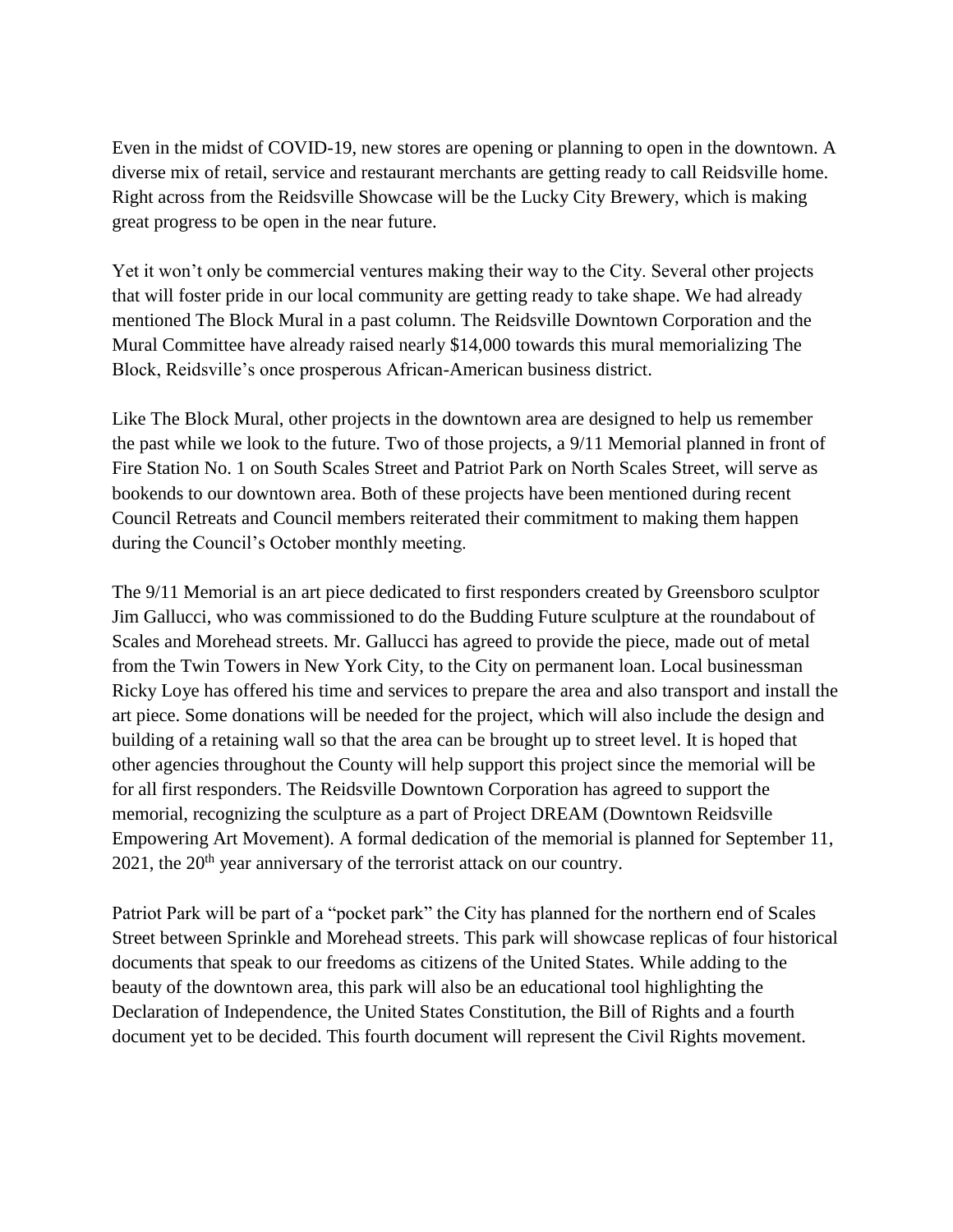Even in the midst of COVID-19, new stores are opening or planning to open in the downtown. A diverse mix of retail, service and restaurant merchants are getting ready to call Reidsville home. Right across from the Reidsville Showcase will be the Lucky City Brewery, which is making great progress to be open in the near future.

Yet it won't only be commercial ventures making their way to the City. Several other projects that will foster pride in our local community are getting ready to take shape. We had already mentioned The Block Mural in a past column. The Reidsville Downtown Corporation and the Mural Committee have already raised nearly $14,000 towards this mural memorializing The Block, Reidsville's once prosperous African-American business district.

Like The Block Mural, other projects in the downtown area are designed to help us remember the past while we look to the future. Two of those projects, a 9/11 Memorial planned in front of Fire Station No. 1 on South Scales Street and Patriot Park on North Scales Street, will serve as bookends to our downtown area. Both of these projects have been mentioned during recent Council Retreats and Council members reiterated their commitment to making them happen during the Council's October monthly meeting.

The 9/11 Memorial is an art piece dedicated to first responders created by Greensboro sculptor Jim Gallucci, who was commissioned to do the Budding Future sculpture at the roundabout of Scales and Morehead streets. Mr. Gallucci has agreed to provide the piece, made out of metal from the Twin Towers in New York City, to the City on permanent loan. Local businessman Ricky Loye has offered his time and services to prepare the area and also transport and install the art piece. Some donations will be needed for the project, which will also include the design and building of a retaining wall so that the area can be brought up to street level. It is hoped that other agencies throughout the County will help support this project since the memorial will be for all first responders. The Reidsville Downtown Corporation has agreed to support the memorial, recognizing the sculpture as a part of Project DREAM (Downtown Reidsville Empowering Art Movement). A formal dedication of the memorial is planned for September 11, 2021, the 20th year anniversary of the terrorist attack on our country.

Patriot Park will be part of a "pocket park" the City has planned for the northern end of Scales Street between Sprinkle and Morehead streets. This park will showcase replicas of four historical documents that speak to our freedoms as citizens of the United States. While adding to the beauty of the downtown area, this park will also be an educational tool highlighting the Declaration of Independence, the United States Constitution, the Bill of Rights and a fourth document yet to be decided. This fourth document will represent the Civil Rights movement.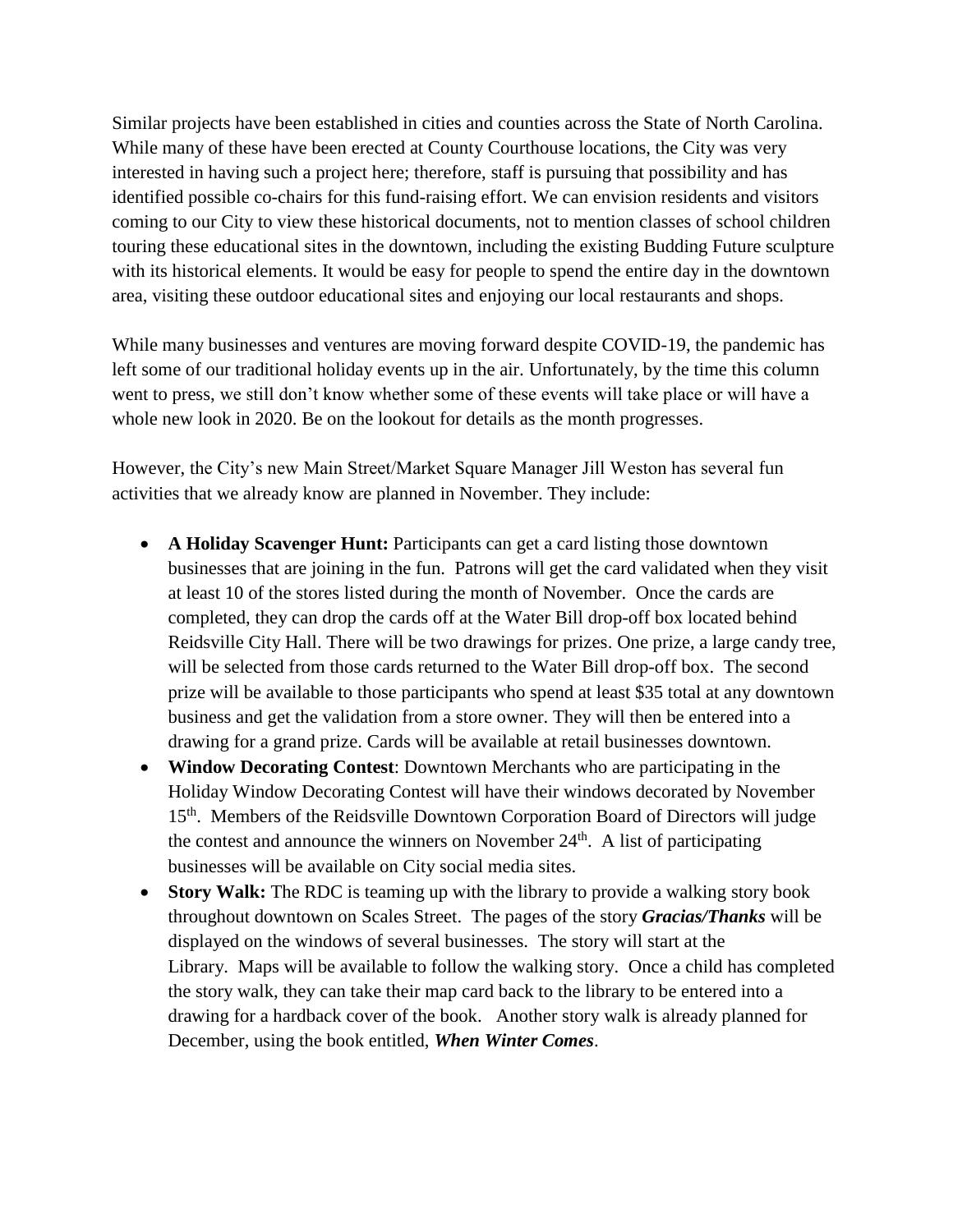Similar projects have been established in cities and counties across the State of North Carolina. While many of these have been erected at County Courthouse locations, the City was very interested in having such a project here; therefore, staff is pursuing that possibility and has identified possible co-chairs for this fund-raising effort. We can envision residents and visitors coming to our City to view these historical documents, not to mention classes of school children touring these educational sites in the downtown, including the existing Budding Future sculpture with its historical elements. It would be easy for people to spend the entire day in the downtown area, visiting these outdoor educational sites and enjoying our local restaurants and shops.

While many businesses and ventures are moving forward despite COVID-19, the pandemic has left some of our traditional holiday events up in the air. Unfortunately, by the time this column went to press, we still don't know whether some of these events will take place or will have a whole new look in 2020. Be on the lookout for details as the month progresses.

However, the City's new Main Street/Market Square Manager Jill Weston has several fun activities that we already know are planned in November. They include:

- **A Holiday Scavenger Hunt:** Participants can get a card listing those downtown businesses that are joining in the fun. Patrons will get the card validated when they visit at least 10 of the stores listed during the month of November. Once the cards are completed, they can drop the cards off at the Water Bill drop-off box located behind Reidsville City Hall. There will be two drawings for prizes. One prize, a large candy tree, will be selected from those cards returned to the Water Bill drop-off box. The second prize will be available to those participants who spend at least $35 total at any downtown business and get the validation from a store owner. They will then be entered into a drawing for a grand prize. Cards will be available at retail businesses downtown.
- **Window Decorating Contest**: Downtown Merchants who are participating in the Holiday Window Decorating Contest will have their windows decorated by November 15th. Members of the Reidsville Downtown Corporation Board of Directors will judge the contest and announce the winners on November 24th. A list of participating businesses will be available on City social media sites.
- **Story Walk:** The RDC is teaming up with the library to provide a walking story book throughout downtown on Scales Street. The pages of the story ***Gracias/Thanks*** will be displayed on the windows of several businesses. The story will start at the Library. Maps will be available to follow the walking story. Once a child has completed the story walk, they can take their map card back to the library to be entered into a drawing for a hardback cover of the book. Another story walk is already planned for December, using the book entitled, ***When Winter Comes***.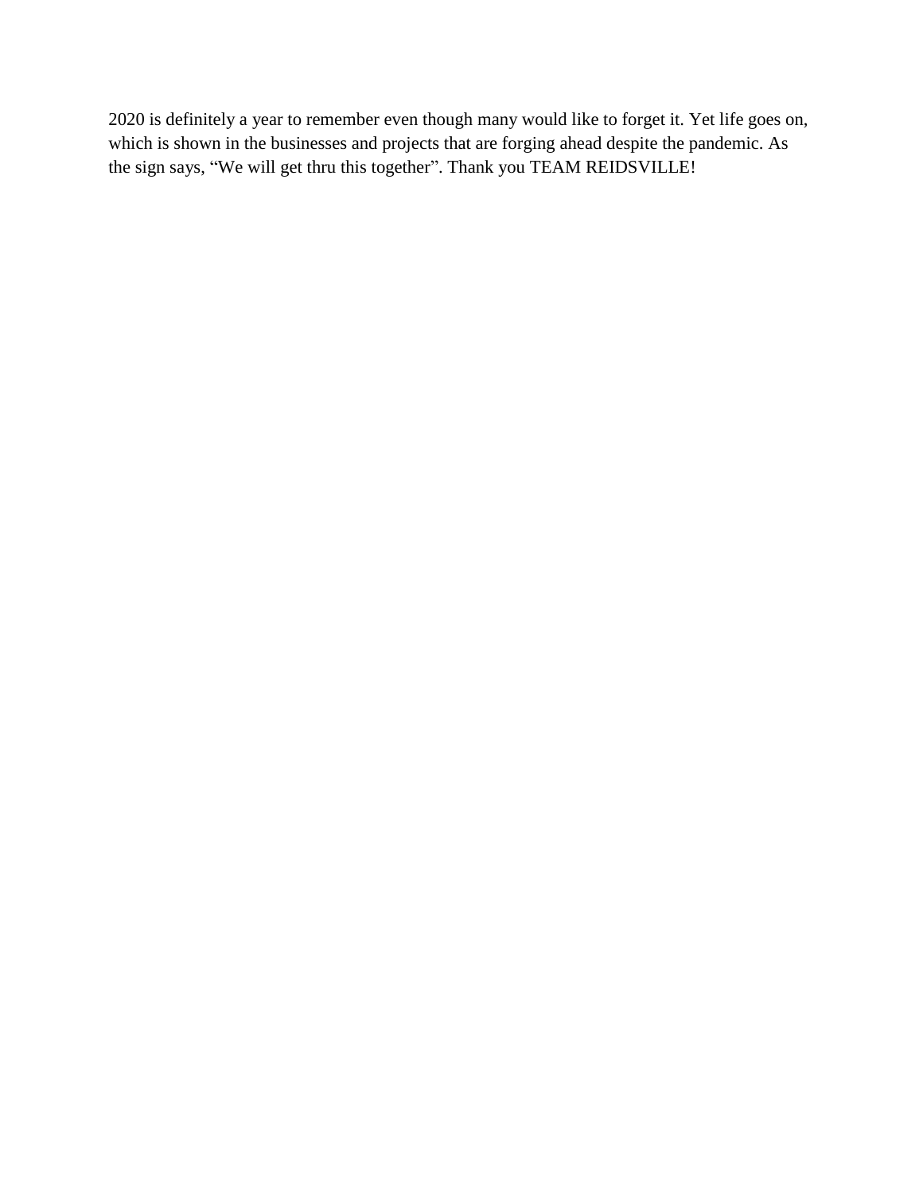2020 is definitely a year to remember even though many would like to forget it. Yet life goes on, which is shown in the businesses and projects that are forging ahead despite the pandemic. As the sign says, “We will get thru this together”. Thank you TEAM REIDSVILLE!